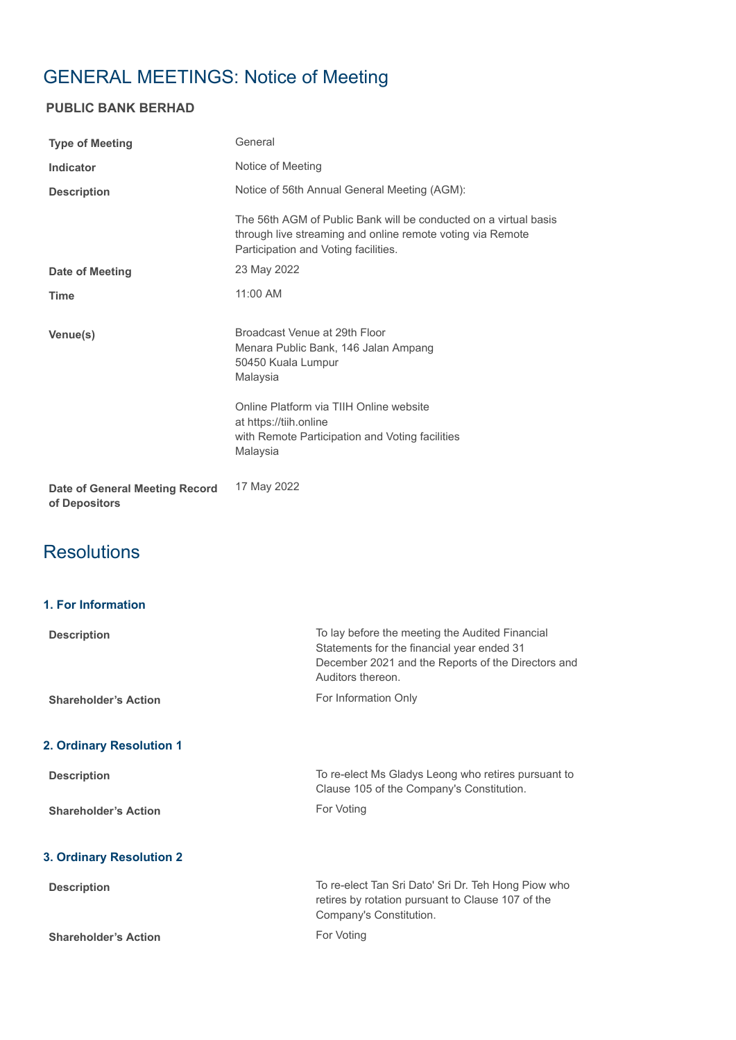# GENERAL MEETINGS: Notice of Meeting

## PUBLIC BANK BERHAD

| | |
|---|---|
| **Type of Meeting** | General |
| **Indicator** | Notice of Meeting |
| **Description** | Notice of 56th Annual General Meeting (AGM):<br><br>The 56th AGM of Public Bank will be conducted on a virtual basis through live streaming and online remote voting via Remote Participation and Voting facilities. |
| **Date of Meeting** | 23 May 2022 |
| **Time** | 11:00 AM |
| **Venue(s)** | Broadcast Venue at 29th Floor<br>Menara Public Bank, 146 Jalan Ampang<br>50450 Kuala Lumpur<br>Malaysia<br><br>Online Platform via TIIH Online website<br>at https://tiih.online<br>with Remote Participation and Voting facilities<br>Malaysia |
| **Date of General Meeting Record of Depositors** | 17 May 2022 |

## Resolutions

### 1. For Information

| | |
|---|---|
| **Description** | To lay before the meeting the Audited Financial Statements for the financial year ended 31 December 2021 and the Reports of the Directors and Auditors thereon. |
| **Shareholder's Action** | For Information Only |

### 2. Ordinary Resolution 1

| | |
|---|---|
| **Description** | To re-elect Ms Gladys Leong who retires pursuant to Clause 105 of the Company's Constitution. |
| **Shareholder's Action** | For Voting |

### 3. Ordinary Resolution 2

| | |
|---|---|
| **Description** | To re-elect Tan Sri Dato' Sri Dr. Teh Hong Piow who retires by rotation pursuant to Clause 107 of the Company's Constitution. |
| **Shareholder's Action** | For Voting |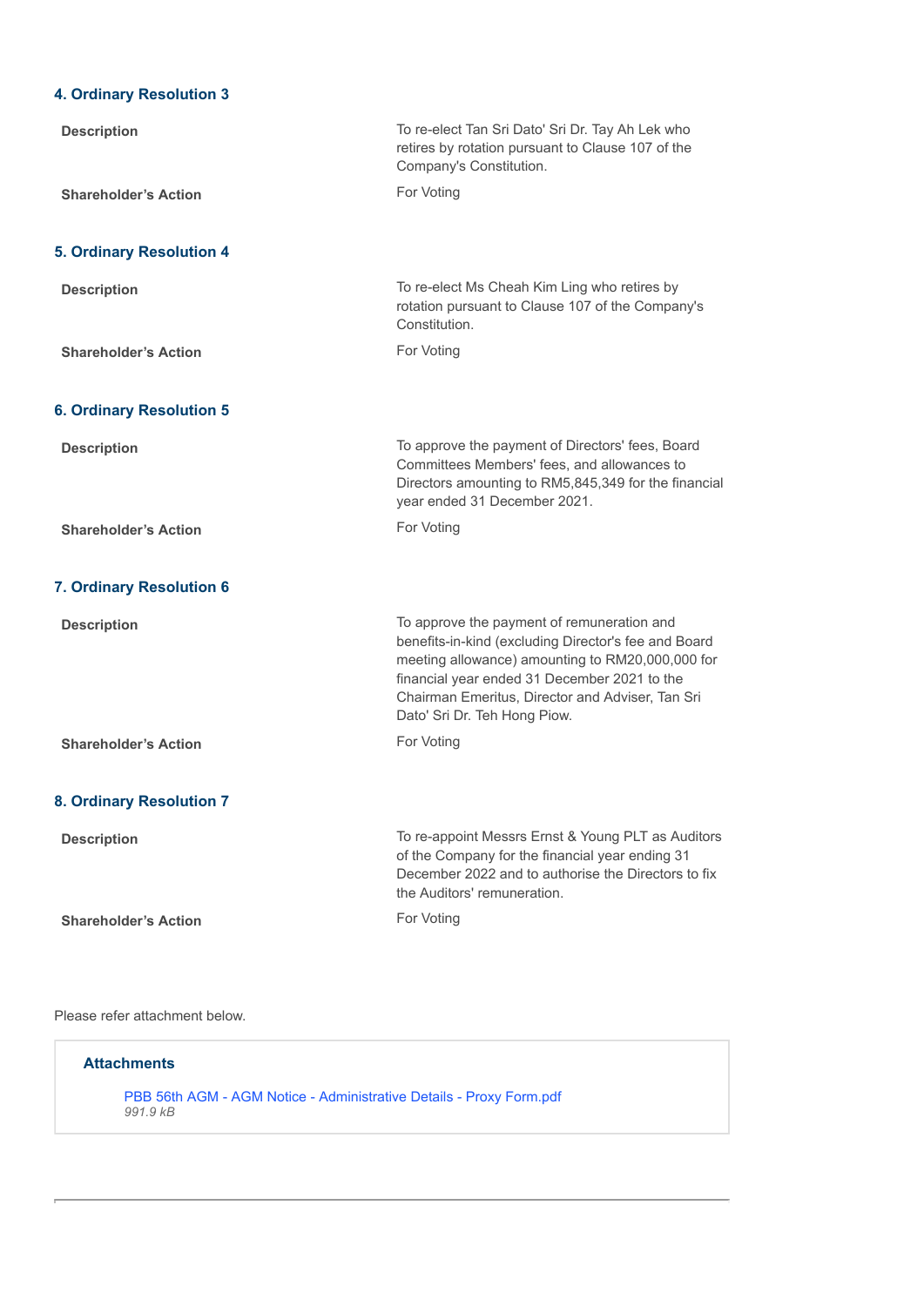### 4. Ordinary Resolution 3

| | |
|---|---|
| **Description** | To re-elect Tan Sri Dato' Sri Dr. Tay Ah Lek who retires by rotation pursuant to Clause 107 of the Company's Constitution. |
| **Shareholder's Action** | For Voting |

### 5. Ordinary Resolution 4

| | |
|---|---|
| **Description** | To re-elect Ms Cheah Kim Ling who retires by rotation pursuant to Clause 107 of the Company's Constitution. |
| **Shareholder's Action** | For Voting |

### 6. Ordinary Resolution 5

| | |
|---|---|
| **Description** | To approve the payment of Directors' fees, Board Committees Members' fees, and allowances to Directors amounting to RM5,845,349 for the financial year ended 31 December 2021. |
| **Shareholder's Action** | For Voting |

### 7. Ordinary Resolution 6

| | |
|---|---|
| **Description** | To approve the payment of remuneration and benefits-in-kind (excluding Director's fee and Board meeting allowance) amounting to RM20,000,000 for financial year ended 31 December 2021 to the Chairman Emeritus, Director and Adviser, Tan Sri Dato' Sri Dr. Teh Hong Piow. |
| **Shareholder's Action** | For Voting |

### 8. Ordinary Resolution 7

| | |
|---|---|
| **Description** | To re-appoint Messrs Ernst & Young PLT as Auditors of the Company for the financial year ending 31 December 2022 and to authorise the Directors to fix the Auditors' remuneration. |
| **Shareholder's Action** | For Voting |

Please refer attachment below.

**Attachments**

PBB 56th AGM - AGM Notice - Administrative Details - Proxy Form.pdf
*991.9 kB*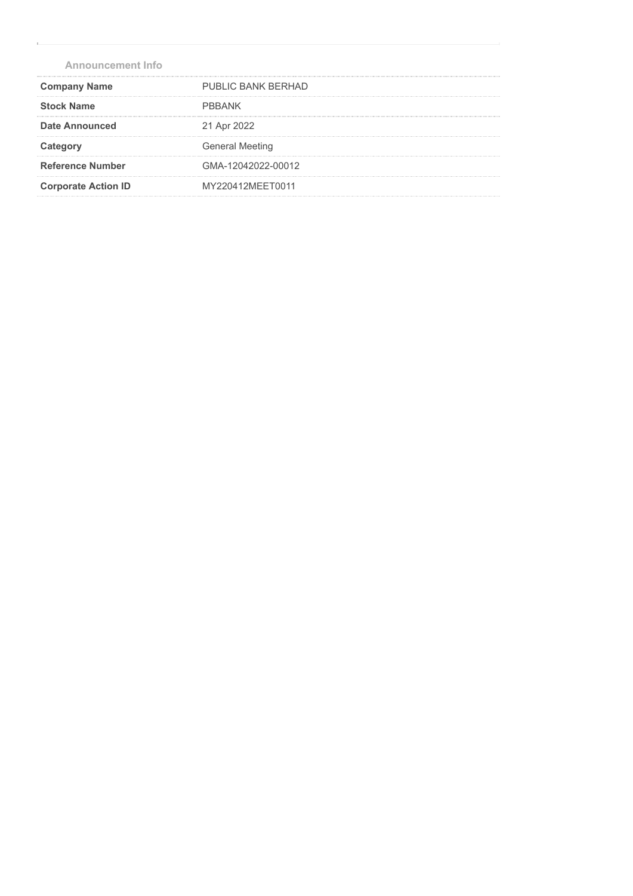### Announcement Info

| | |
|---|---|
| **Company Name** | PUBLIC BANK BERHAD |
| **Stock Name** | PBBANK |
| **Date Announced** | 21 Apr 2022 |
| **Category** | General Meeting |
| **Reference Number** | GMA-12042022-00012 |
| **Corporate Action ID** | MY220412MEET0011 |